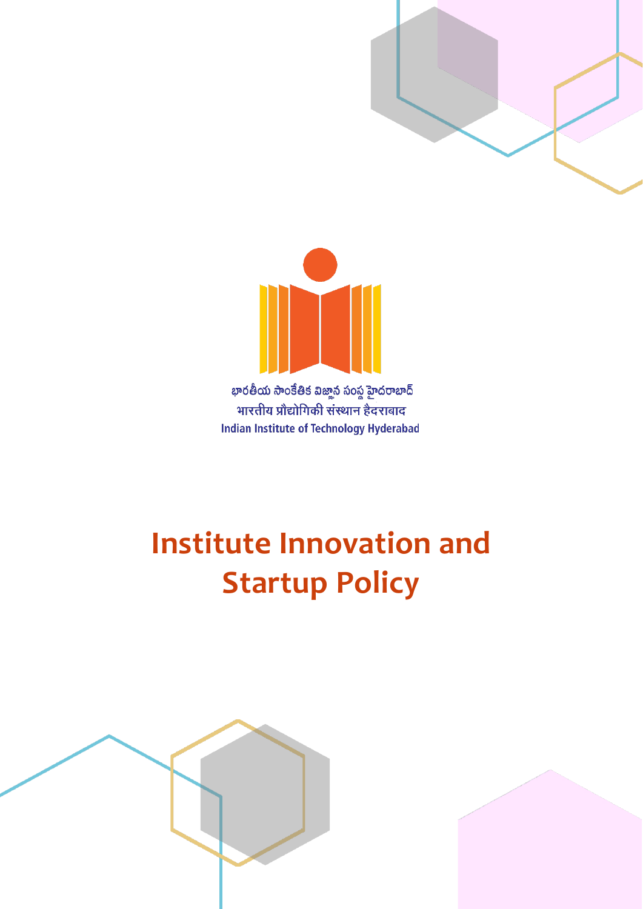భారతీయ సాంకేతిక విజ్ఞాన సంస్థ హైదరాబాద్

भारतीय प्रौद्योगिकी संस्थान हैदराबाद

Indian Institute of Technology Hyderabad

# Institute Innovation and Startup Policy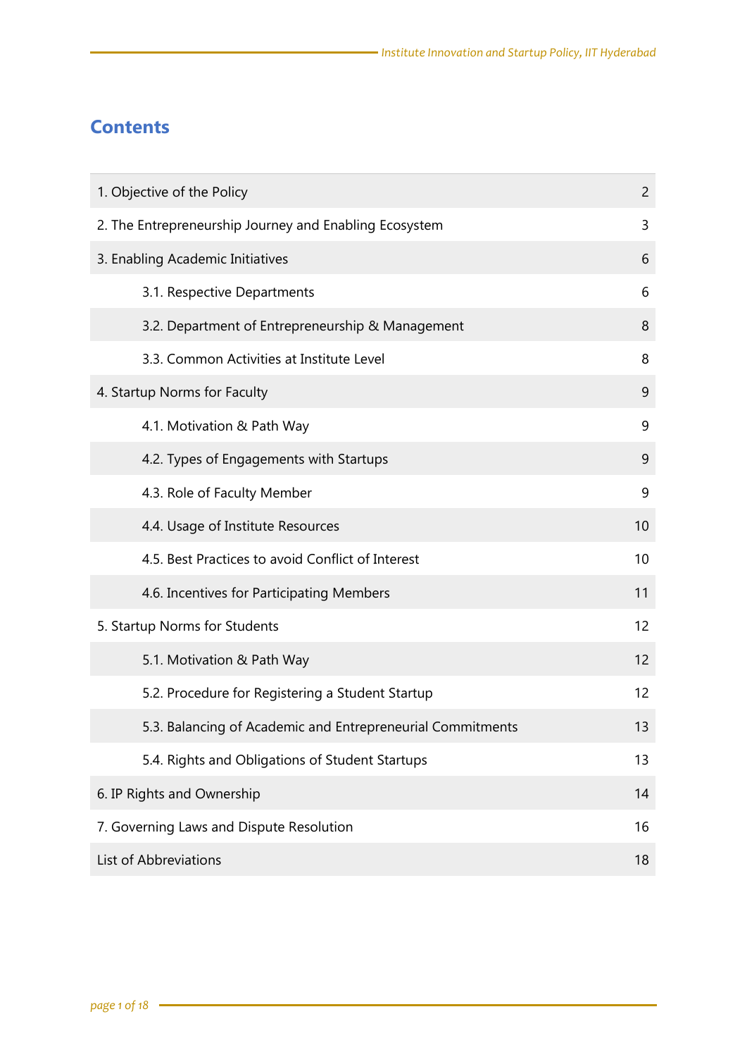# Contents

| | |
|---|---|
| 1. Objective of the Policy | 2 |
| 2. The Entrepreneurship Journey and Enabling Ecosystem | 3 |
| 3. Enabling Academic Initiatives | 6 |
| 3.1. Respective Departments | 6 |
| 3.2. Department of Entrepreneurship & Management | 8 |
| 3.3. Common Activities at Institute Level | 8 |
| 4. Startup Norms for Faculty | 9 |
| 4.1. Motivation & Path Way | 9 |
| 4.2. Types of Engagements with Startups | 9 |
| 4.3. Role of Faculty Member | 9 |
| 4.4. Usage of Institute Resources | 10 |
| 4.5. Best Practices to avoid Conflict of Interest | 10 |
| 4.6. Incentives for Participating Members | 11 |
| 5. Startup Norms for Students | 12 |
| 5.1. Motivation & Path Way | 12 |
| 5.2. Procedure for Registering a Student Startup | 12 |
| 5.3. Balancing of Academic and Entrepreneurial Commitments | 13 |
| 5.4. Rights and Obligations of Student Startups | 13 |
| 6. IP Rights and Ownership | 14 |
| 7. Governing Laws and Dispute Resolution | 16 |
| List of Abbreviations | 18 |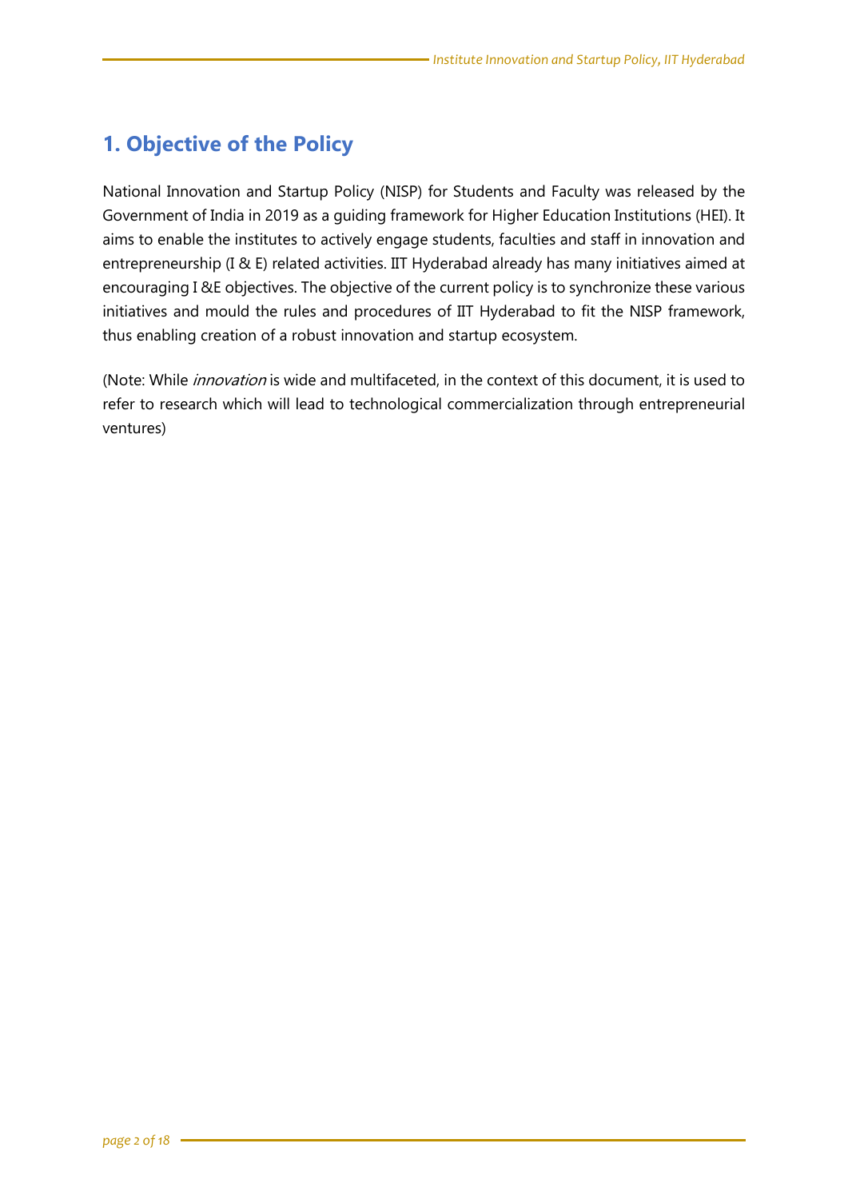## 1. Objective of the Policy

National Innovation and Startup Policy (NISP) for Students and Faculty was released by the Government of India in 2019 as a guiding framework for Higher Education Institutions (HEI). It aims to enable the institutes to actively engage students, faculties and staff in innovation and entrepreneurship (I & E) related activities. IIT Hyderabad already has many initiatives aimed at encouraging I &E objectives. The objective of the current policy is to synchronize these various initiatives and mould the rules and procedures of IIT Hyderabad to fit the NISP framework, thus enabling creation of a robust innovation and startup ecosystem.

(Note: While *innovation* is wide and multifaceted, in the context of this document, it is used to refer to research which will lead to technological commercialization through entrepreneurial ventures)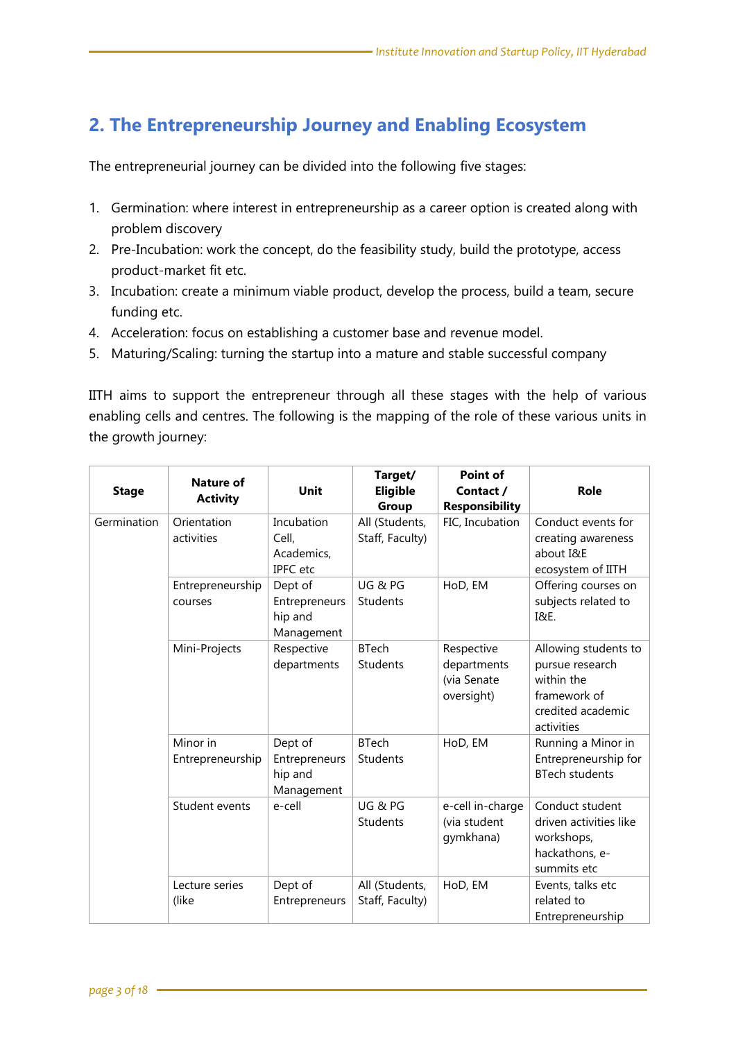## 2. The Entrepreneurship Journey and Enabling Ecosystem

The entrepreneurial journey can be divided into the following five stages:

1. Germination: where interest in entrepreneurship as a career option is created along with problem discovery
2. Pre-Incubation: work the concept, do the feasibility study, build the prototype, access product-market fit etc.
3. Incubation: create a minimum viable product, develop the process, build a team, secure funding etc.
4. Acceleration: focus on establishing a customer base and revenue model.
5. Maturing/Scaling: turning the startup into a mature and stable successful company

IITH aims to support the entrepreneur through all these stages with the help of various enabling cells and centres. The following is the mapping of the role of these various units in the growth journey:

| Stage | Nature of Activity | Unit | Target/ Eligible Group | Point of Contact / Responsibility | Role |
|---|---|---|---|---|---|
| Germination | Orientation activities | Incubation Cell, Academics, IPFC etc | All (Students, Staff, Faculty) | FIC, Incubation | Conduct events for creating awareness about I&E ecosystem of IITH |
| | Entrepreneurship courses | Dept of Entrepreneurship and Management | UG & PG Students | HoD, EM | Offering courses on subjects related to I&E. |
| | Mini-Projects | Respective departments | BTech Students | Respective departments (via Senate oversight) | Allowing students to pursue research within the framework of credited academic activities |
| | Minor in Entrepreneurship | Dept of Entrepreneurship and Management | BTech Students | HoD, EM | Running a Minor in Entrepreneurship for BTech students |
| | Student events | e-cell | UG & PG Students | e-cell in-charge (via student gymkhana) | Conduct student driven activities like workshops, hackathons, e-summits etc |
| | Lecture series (like | Dept of Entrepreneurs | All (Students, Staff, Faculty) | HoD, EM | Events, talks etc related to Entrepreneurship |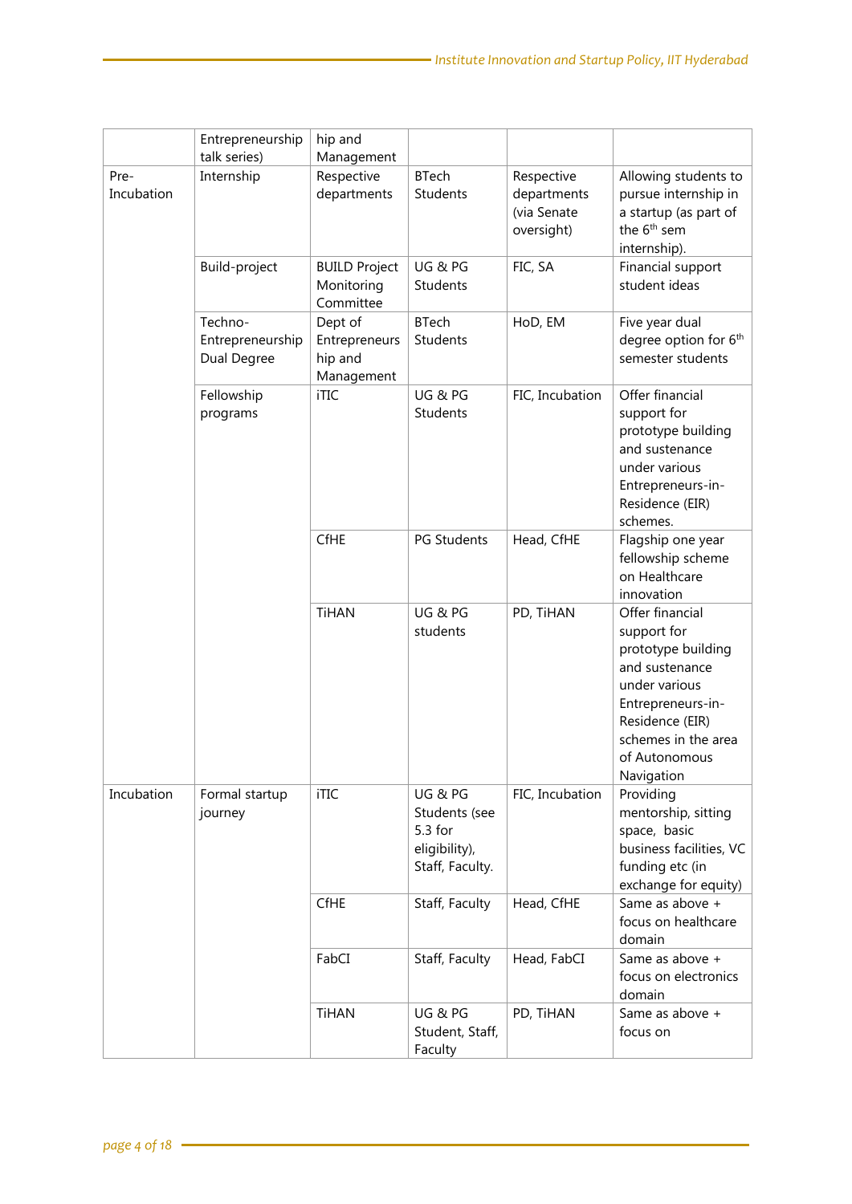|  | Entrepreneurship talk series) | hip and Management |  |  |  |
|---|---|---|---|---|---|
| Pre-Incubation | Internship | Respective departments | BTech Students | Respective departments (via Senate oversight) | Allowing students to pursue internship in a startup (as part of the 6th sem internship). |
|  | Build-project | BUILD Project Monitoring Committee | UG & PG Students | FIC, SA | Financial support student ideas |
|  | Techno-Entrepreneurship Dual Degree | Dept of Entrepreneurship and Management | BTech Students | HoD, EM | Five year dual degree option for 6th semester students |
|  | Fellowship programs | iTIC | UG & PG Students | FIC, Incubation | Offer financial support for prototype building and sustenance under various Entrepreneurs-in-Residence (EIR) schemes. |
|  |  | CfHE | PG Students | Head, CfHE | Flagship one year fellowship scheme on Healthcare innovation |
|  |  | TiHAN | UG & PG students | PD, TiHAN | Offer financial support for prototype building and sustenance under various Entrepreneurs-in-Residence (EIR) schemes in the area of Autonomous Navigation |
| Incubation | Formal startup journey | iTIC | UG & PG Students (see 5.3 for eligibility), Staff, Faculty. | FIC, Incubation | Providing mentorship, sitting space, basic business facilities, VC funding etc (in exchange for equity) |
|  |  | CfHE | Staff, Faculty | Head, CfHE | Same as above + focus on healthcare domain |
|  |  | FabCI | Staff, Faculty | Head, FabCI | Same as above + focus on electronics domain |
|  |  | TiHAN | UG & PG Student, Staff, Faculty | PD, TiHAN | Same as above + focus on |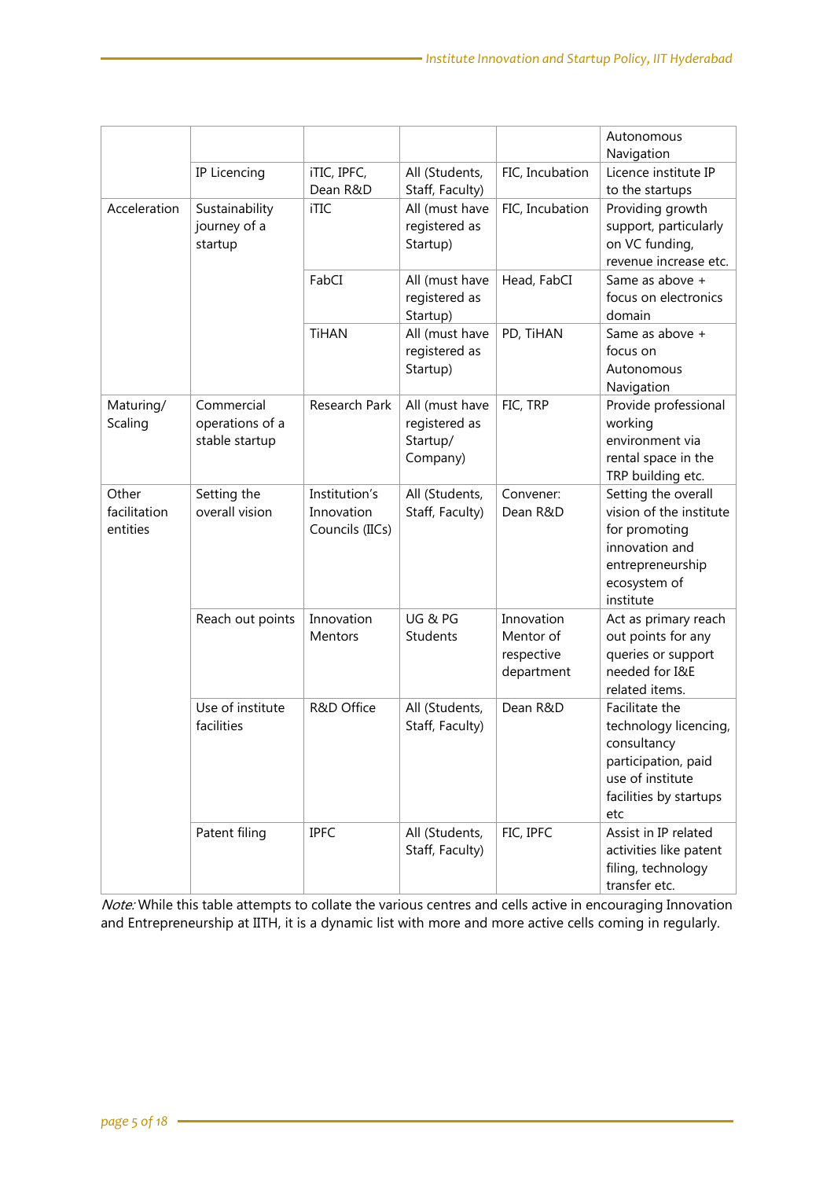|  |  |  |  |  |  |
|---|---|---|---|---|---|
|  |  |  |  |  | Autonomous Navigation |
|  | IP Licencing | iTIC, IPFC, Dean R&D | All (Students, Staff, Faculty) | FIC, Incubation | Licence institute IP to the startups |
| Acceleration | Sustainability journey of a startup | iTIC | All (must have registered as Startup) | FIC, Incubation | Providing growth support, particularly on VC funding, revenue increase etc. |
|  |  | FabCI | All (must have registered as Startup) | Head, FabCI | Same as above + focus on electronics domain |
|  |  | TiHAN | All (must have registered as Startup) | PD, TiHAN | Same as above + focus on Autonomous Navigation |
| Maturing/ Scaling | Commercial operations of a stable startup | Research Park | All (must have registered as Startup/ Company) | FIC, TRP | Provide professional working environment via rental space in the TRP building etc. |
| Other facilitation entities | Setting the overall vision | Institution's Innovation Councils (IICs) | All (Students, Staff, Faculty) | Convener: Dean R&D | Setting the overall vision of the institute for promoting innovation and entrepreneurship ecosystem of institute |
|  | Reach out points | Innovation Mentors | UG & PG Students | Innovation Mentor of respective department | Act as primary reach out points for any queries or support needed for I&E related items. |
|  | Use of institute facilities | R&D Office | All (Students, Staff, Faculty) | Dean R&D | Facilitate the technology licencing, consultancy participation, paid use of institute facilities by startups etc |
|  | Patent filing | IPFC | All (Students, Staff, Faculty) | FIC, IPFC | Assist in IP related activities like patent filing, technology transfer etc. |

*Note:* While this table attempts to collate the various centres and cells active in encouraging Innovation and Entrepreneurship at IITH, it is a dynamic list with more and more active cells coming in regularly.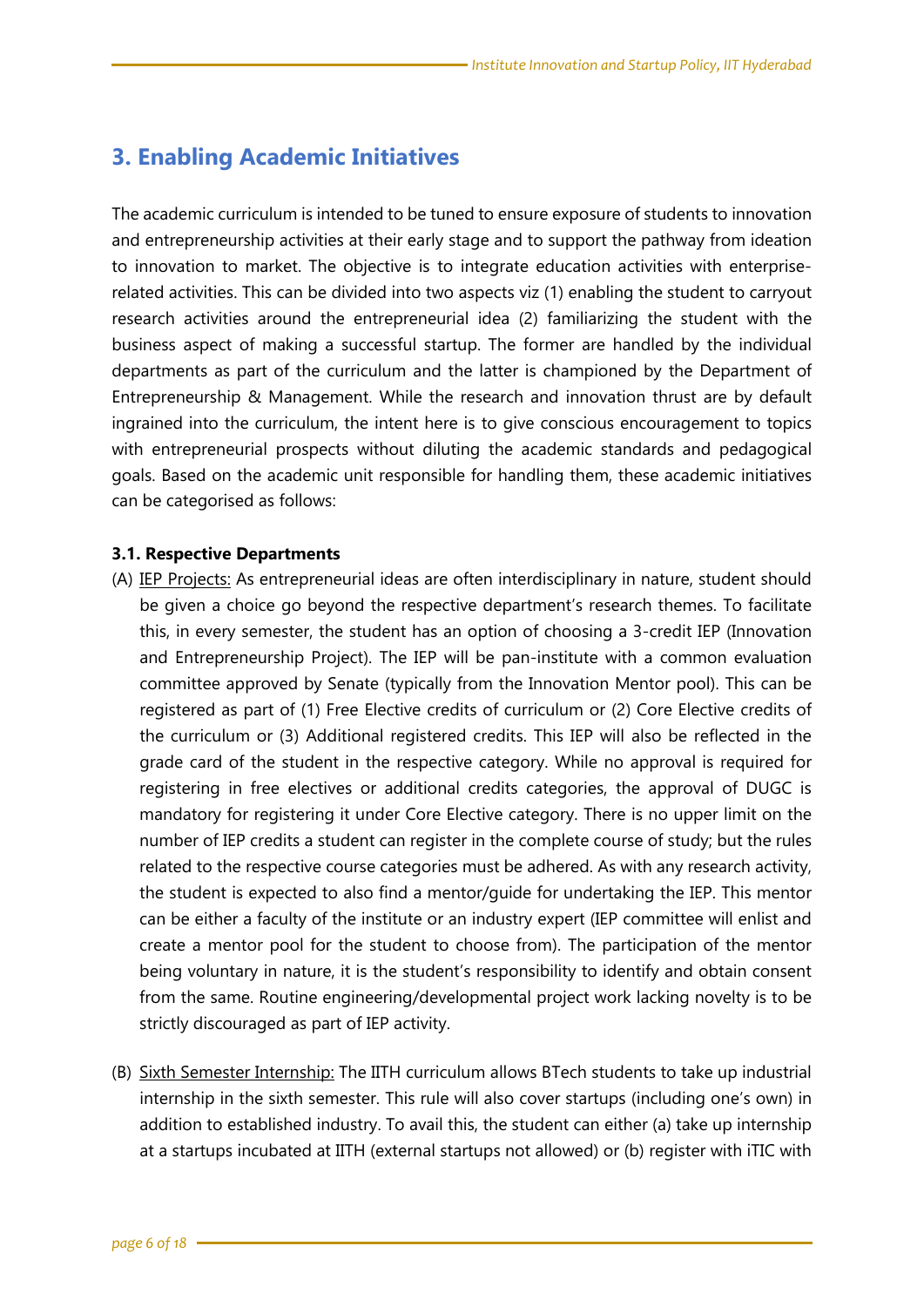## 3. Enabling Academic Initiatives

The academic curriculum is intended to be tuned to ensure exposure of students to innovation and entrepreneurship activities at their early stage and to support the pathway from ideation to innovation to market. The objective is to integrate education activities with enterprise-related activities. This can be divided into two aspects viz (1) enabling the student to carryout research activities around the entrepreneurial idea (2) familiarizing the student with the business aspect of making a successful startup. The former are handled by the individual departments as part of the curriculum and the latter is championed by the Department of Entrepreneurship & Management. While the research and innovation thrust are by default ingrained into the curriculum, the intent here is to give conscious encouragement to topics with entrepreneurial prospects without diluting the academic standards and pedagogical goals. Based on the academic unit responsible for handling them, these academic initiatives can be categorised as follows:

**3.1. Respective Departments**

(A) IEP Projects: As entrepreneurial ideas are often interdisciplinary in nature, student should be given a choice go beyond the respective department's research themes. To facilitate this, in every semester, the student has an option of choosing a 3-credit IEP (Innovation and Entrepreneurship Project). The IEP will be pan-institute with a common evaluation committee approved by Senate (typically from the Innovation Mentor pool). This can be registered as part of (1) Free Elective credits of curriculum or (2) Core Elective credits of the curriculum or (3) Additional registered credits. This IEP will also be reflected in the grade card of the student in the respective category. While no approval is required for registering in free electives or additional credits categories, the approval of DUGC is mandatory for registering it under Core Elective category. There is no upper limit on the number of IEP credits a student can register in the complete course of study; but the rules related to the respective course categories must be adhered. As with any research activity, the student is expected to also find a mentor/guide for undertaking the IEP. This mentor can be either a faculty of the institute or an industry expert (IEP committee will enlist and create a mentor pool for the student to choose from). The participation of the mentor being voluntary in nature, it is the student's responsibility to identify and obtain consent from the same. Routine engineering/developmental project work lacking novelty is to be strictly discouraged as part of IEP activity.

(B) Sixth Semester Internship: The IITH curriculum allows BTech students to take up industrial internship in the sixth semester. This rule will also cover startups (including one's own) in addition to established industry. To avail this, the student can either (a) take up internship at a startups incubated at IITH (external startups not allowed) or (b) register with iTIC with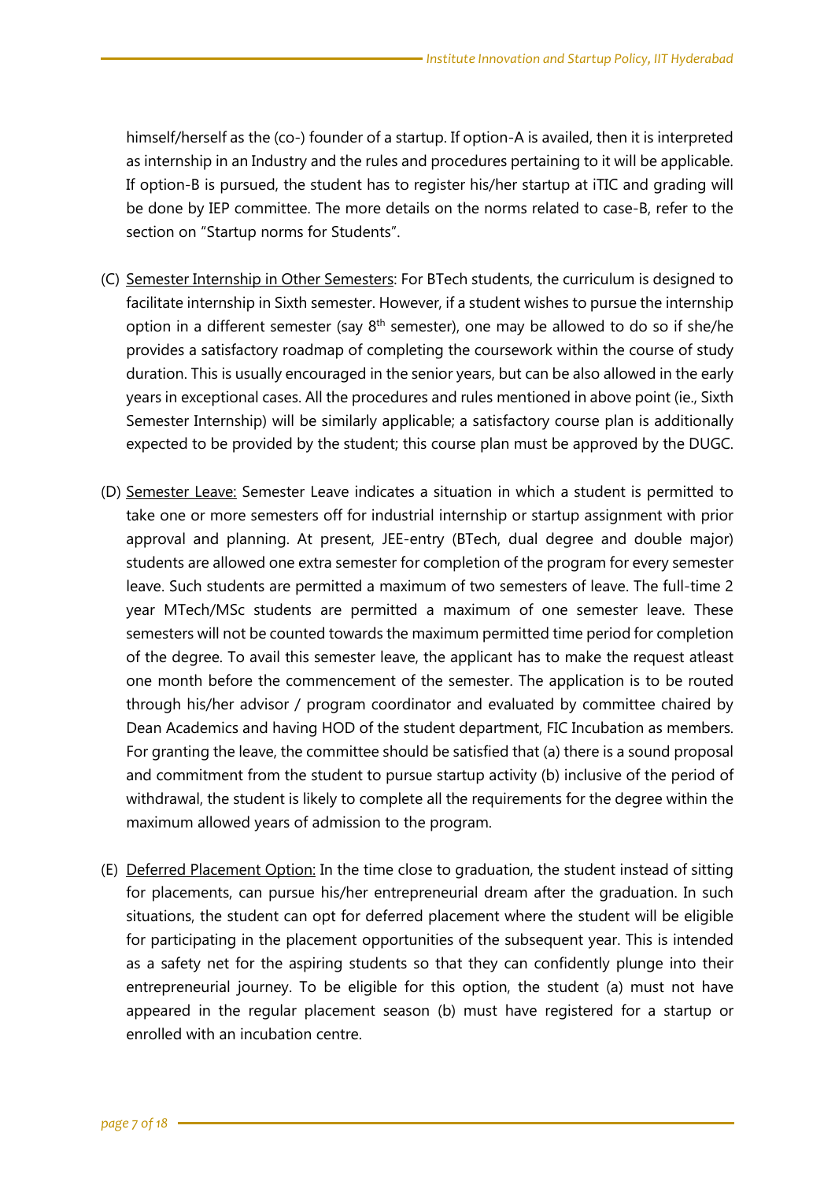himself/herself as the (co-) founder of a startup. If option-A is availed, then it is interpreted as internship in an Industry and the rules and procedures pertaining to it will be applicable. If option-B is pursued, the student has to register his/her startup at iTIC and grading will be done by IEP committee. The more details on the norms related to case-B, refer to the section on "Startup norms for Students".

(C) Semester Internship in Other Semesters: For BTech students, the curriculum is designed to facilitate internship in Sixth semester. However, if a student wishes to pursue the internship option in a different semester (say 8th semester), one may be allowed to do so if she/he provides a satisfactory roadmap of completing the coursework within the course of study duration. This is usually encouraged in the senior years, but can be also allowed in the early years in exceptional cases. All the procedures and rules mentioned in above point (ie., Sixth Semester Internship) will be similarly applicable; a satisfactory course plan is additionally expected to be provided by the student; this course plan must be approved by the DUGC.

(D) Semester Leave: Semester Leave indicates a situation in which a student is permitted to take one or more semesters off for industrial internship or startup assignment with prior approval and planning. At present, JEE-entry (BTech, dual degree and double major) students are allowed one extra semester for completion of the program for every semester leave. Such students are permitted a maximum of two semesters of leave. The full-time 2 year MTech/MSc students are permitted a maximum of one semester leave. These semesters will not be counted towards the maximum permitted time period for completion of the degree. To avail this semester leave, the applicant has to make the request atleast one month before the commencement of the semester. The application is to be routed through his/her advisor / program coordinator and evaluated by committee chaired by Dean Academics and having HOD of the student department, FIC Incubation as members. For granting the leave, the committee should be satisfied that (a) there is a sound proposal and commitment from the student to pursue startup activity (b) inclusive of the period of withdrawal, the student is likely to complete all the requirements for the degree within the maximum allowed years of admission to the program.

(E) Deferred Placement Option: In the time close to graduation, the student instead of sitting for placements, can pursue his/her entrepreneurial dream after the graduation. In such situations, the student can opt for deferred placement where the student will be eligible for participating in the placement opportunities of the subsequent year. This is intended as a safety net for the aspiring students so that they can confidently plunge into their entrepreneurial journey. To be eligible for this option, the student (a) must not have appeared in the regular placement season (b) must have registered for a startup or enrolled with an incubation centre.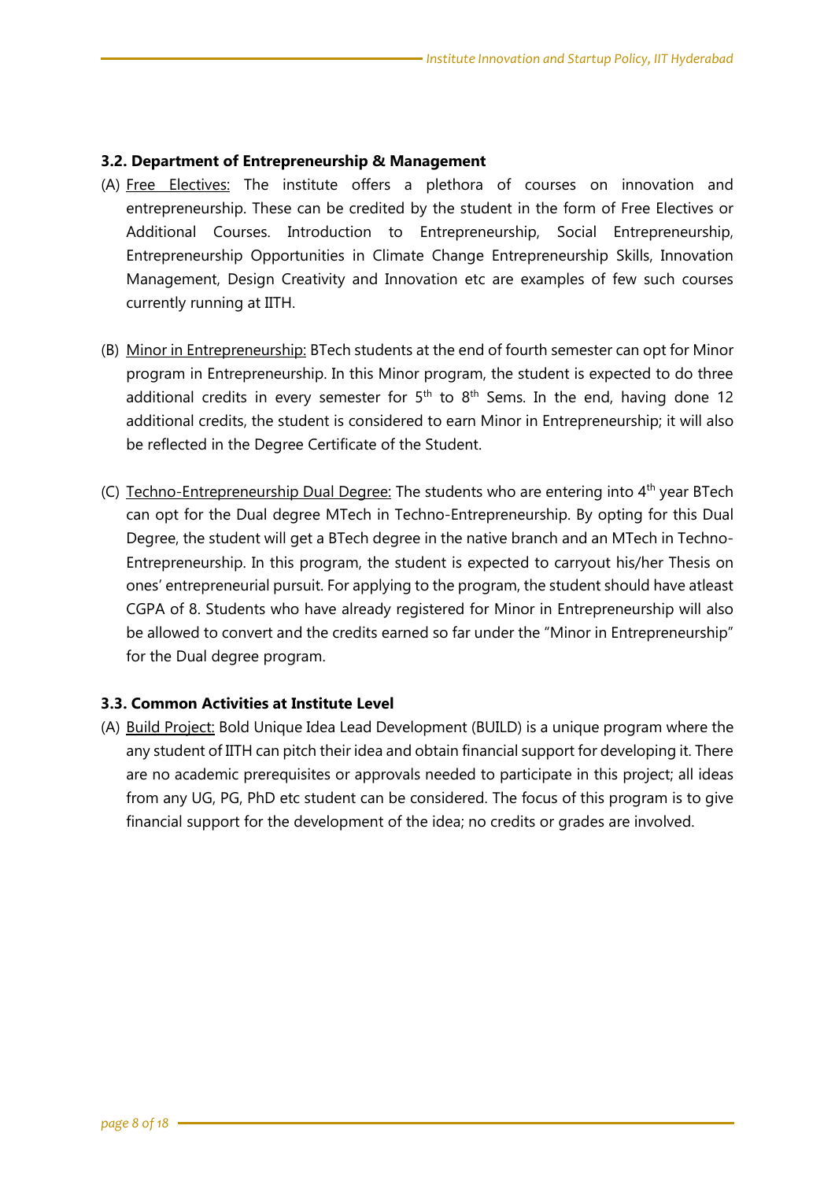### 3.2. Department of Entrepreneurship & Management

(A) Free Electives: The institute offers a plethora of courses on innovation and entrepreneurship. These can be credited by the student in the form of Free Electives or Additional Courses. Introduction to Entrepreneurship, Social Entrepreneurship, Entrepreneurship Opportunities in Climate Change Entrepreneurship Skills, Innovation Management, Design Creativity and Innovation etc are examples of few such courses currently running at IITH.

(B) Minor in Entrepreneurship: BTech students at the end of fourth semester can opt for Minor program in Entrepreneurship. In this Minor program, the student is expected to do three additional credits in every semester for 5th to 8th Sems. In the end, having done 12 additional credits, the student is considered to earn Minor in Entrepreneurship; it will also be reflected in the Degree Certificate of the Student.

(C) Techno-Entrepreneurship Dual Degree: The students who are entering into 4th year BTech can opt for the Dual degree MTech in Techno-Entrepreneurship. By opting for this Dual Degree, the student will get a BTech degree in the native branch and an MTech in Techno-Entrepreneurship. In this program, the student is expected to carryout his/her Thesis on ones' entrepreneurial pursuit. For applying to the program, the student should have atleast CGPA of 8. Students who have already registered for Minor in Entrepreneurship will also be allowed to convert and the credits earned so far under the "Minor in Entrepreneurship" for the Dual degree program.

### 3.3. Common Activities at Institute Level

(A) Build Project: Bold Unique Idea Lead Development (BUILD) is a unique program where the any student of IITH can pitch their idea and obtain financial support for developing it. There are no academic prerequisites or approvals needed to participate in this project; all ideas from any UG, PG, PhD etc student can be considered. The focus of this program is to give financial support for the development of the idea; no credits or grades are involved.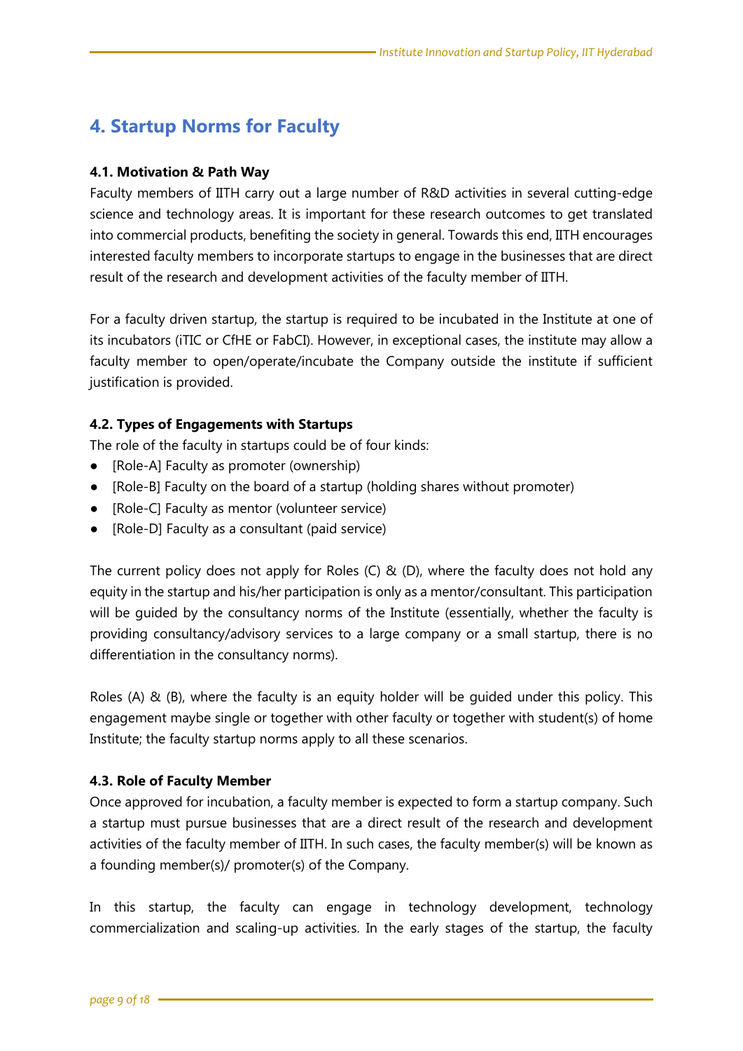# 4. Startup Norms for Faculty

### 4.1. Motivation & Path Way

Faculty members of IITH carry out a large number of R&D activities in several cutting-edge science and technology areas. It is important for these research outcomes to get translated into commercial products, benefiting the society in general. Towards this end, IITH encourages interested faculty members to incorporate startups to engage in the businesses that are direct result of the research and development activities of the faculty member of IITH.

For a faculty driven startup, the startup is required to be incubated in the Institute at one of its incubators (iTIC or CfHE or FabCI). However, in exceptional cases, the institute may allow a faculty member to open/operate/incubate the Company outside the institute if sufficient justification is provided.

### 4.2. Types of Engagements with Startups

The role of the faculty in startups could be of four kinds:

- [Role-A] Faculty as promoter (ownership)
- [Role-B] Faculty on the board of a startup (holding shares without promoter)
- [Role-C] Faculty as mentor (volunteer service)
- [Role-D] Faculty as a consultant (paid service)

The current policy does not apply for Roles (C) & (D), where the faculty does not hold any equity in the startup and his/her participation is only as a mentor/consultant. This participation will be guided by the consultancy norms of the Institute (essentially, whether the faculty is providing consultancy/advisory services to a large company or a small startup, there is no differentiation in the consultancy norms).

Roles (A) & (B), where the faculty is an equity holder will be guided under this policy. This engagement maybe single or together with other faculty or together with student(s) of home Institute; the faculty startup norms apply to all these scenarios.

### 4.3. Role of Faculty Member

Once approved for incubation, a faculty member is expected to form a startup company. Such a startup must pursue businesses that are a direct result of the research and development activities of the faculty member of IITH. In such cases, the faculty member(s) will be known as a founding member(s)/ promoter(s) of the Company.

In this startup, the faculty can engage in technology development, technology commercialization and scaling-up activities. In the early stages of the startup, the faculty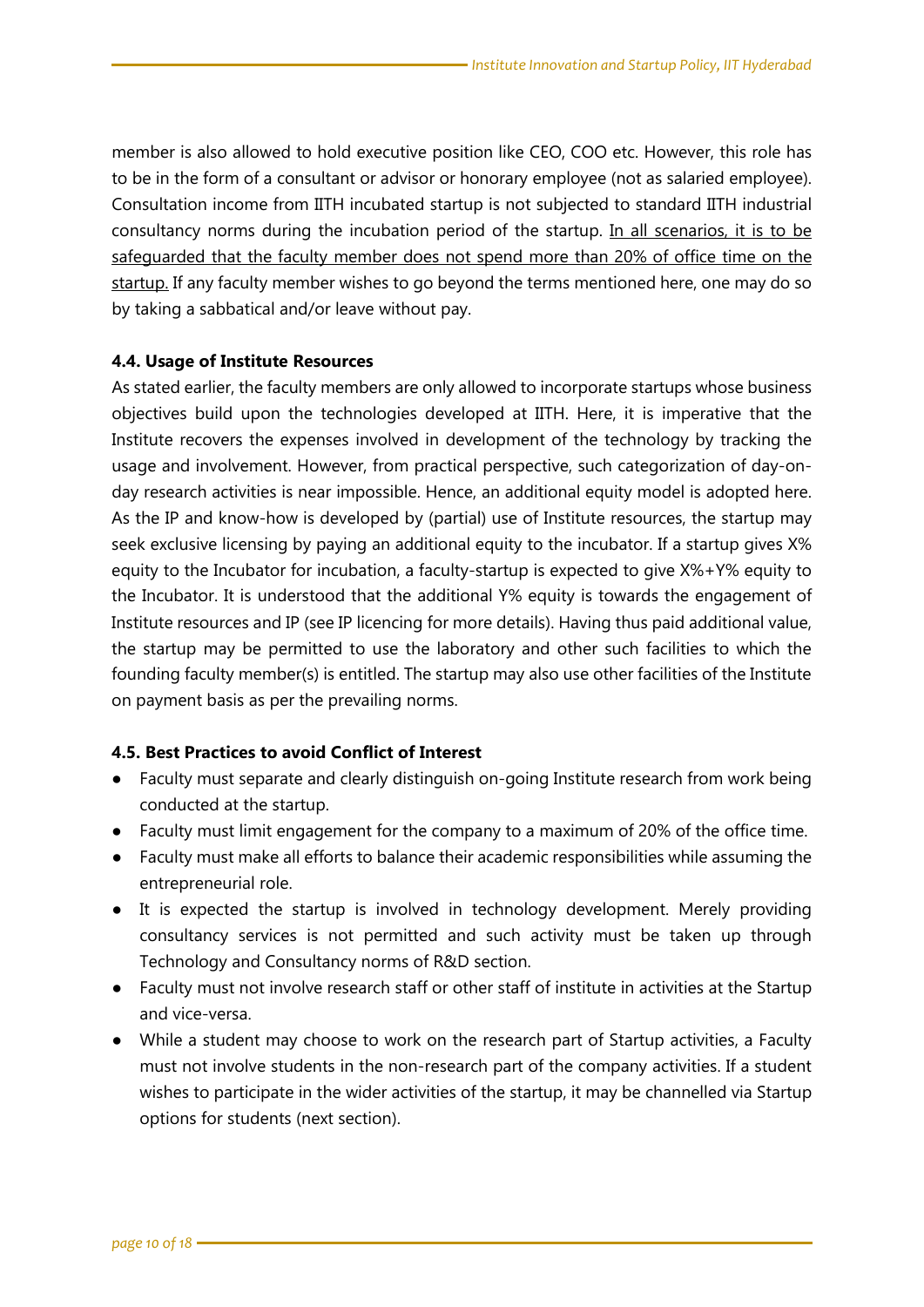member is also allowed to hold executive position like CEO, COO etc. However, this role has to be in the form of a consultant or advisor or honorary employee (not as salaried employee). Consultation income from IITH incubated startup is not subjected to standard IITH industrial consultancy norms during the incubation period of the startup. <u>In all scenarios, it is to be safeguarded that the faculty member does not spend more than 20% of office time on the startup.</u> If any faculty member wishes to go beyond the terms mentioned here, one may do so by taking a sabbatical and/or leave without pay.

### 4.4. Usage of Institute Resources

As stated earlier, the faculty members are only allowed to incorporate startups whose business objectives build upon the technologies developed at IITH. Here, it is imperative that the Institute recovers the expenses involved in development of the technology by tracking the usage and involvement. However, from practical perspective, such categorization of day-on-day research activities is near impossible. Hence, an additional equity model is adopted here. As the IP and know-how is developed by (partial) use of Institute resources, the startup may seek exclusive licensing by paying an additional equity to the incubator. If a startup gives X% equity to the Incubator for incubation, a faculty-startup is expected to give X%+Y% equity to the Incubator. It is understood that the additional Y% equity is towards the engagement of Institute resources and IP (see IP licencing for more details). Having thus paid additional value, the startup may be permitted to use the laboratory and other such facilities to which the founding faculty member(s) is entitled. The startup may also use other facilities of the Institute on payment basis as per the prevailing norms.

### 4.5. Best Practices to avoid Conflict of Interest

- Faculty must separate and clearly distinguish on-going Institute research from work being conducted at the startup.
- Faculty must limit engagement for the company to a maximum of 20% of the office time.
- Faculty must make all efforts to balance their academic responsibilities while assuming the entrepreneurial role.
- It is expected the startup is involved in technology development. Merely providing consultancy services is not permitted and such activity must be taken up through Technology and Consultancy norms of R&D section.
- Faculty must not involve research staff or other staff of institute in activities at the Startup and vice-versa.
- While a student may choose to work on the research part of Startup activities, a Faculty must not involve students in the non-research part of the company activities. If a student wishes to participate in the wider activities of the startup, it may be channelled via Startup options for students (next section).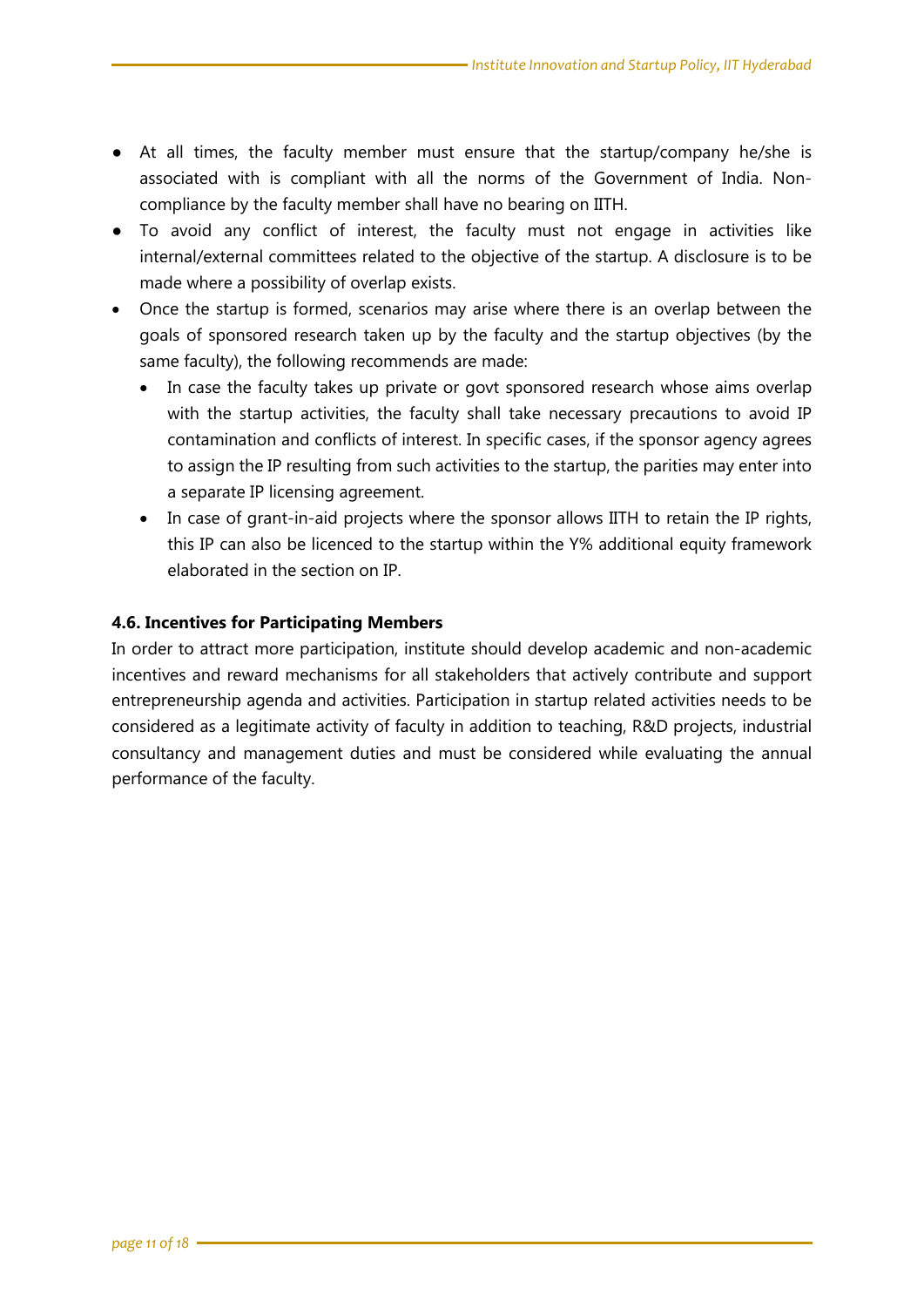- At all times, the faculty member must ensure that the startup/company he/she is associated with is compliant with all the norms of the Government of India. Non-compliance by the faculty member shall have no bearing on IITH.
- To avoid any conflict of interest, the faculty must not engage in activities like internal/external committees related to the objective of the startup. A disclosure is to be made where a possibility of overlap exists.
- Once the startup is formed, scenarios may arise where there is an overlap between the goals of sponsored research taken up by the faculty and the startup objectives (by the same faculty), the following recommends are made:
  - In case the faculty takes up private or govt sponsored research whose aims overlap with the startup activities, the faculty shall take necessary precautions to avoid IP contamination and conflicts of interest. In specific cases, if the sponsor agency agrees to assign the IP resulting from such activities to the startup, the parities may enter into a separate IP licensing agreement.
  - In case of grant-in-aid projects where the sponsor allows IITH to retain the IP rights, this IP can also be licenced to the startup within the Y% additional equity framework elaborated in the section on IP.

#### 4.6. Incentives for Participating Members

In order to attract more participation, institute should develop academic and non-academic incentives and reward mechanisms for all stakeholders that actively contribute and support entrepreneurship agenda and activities. Participation in startup related activities needs to be considered as a legitimate activity of faculty in addition to teaching, R&D projects, industrial consultancy and management duties and must be considered while evaluating the annual performance of the faculty.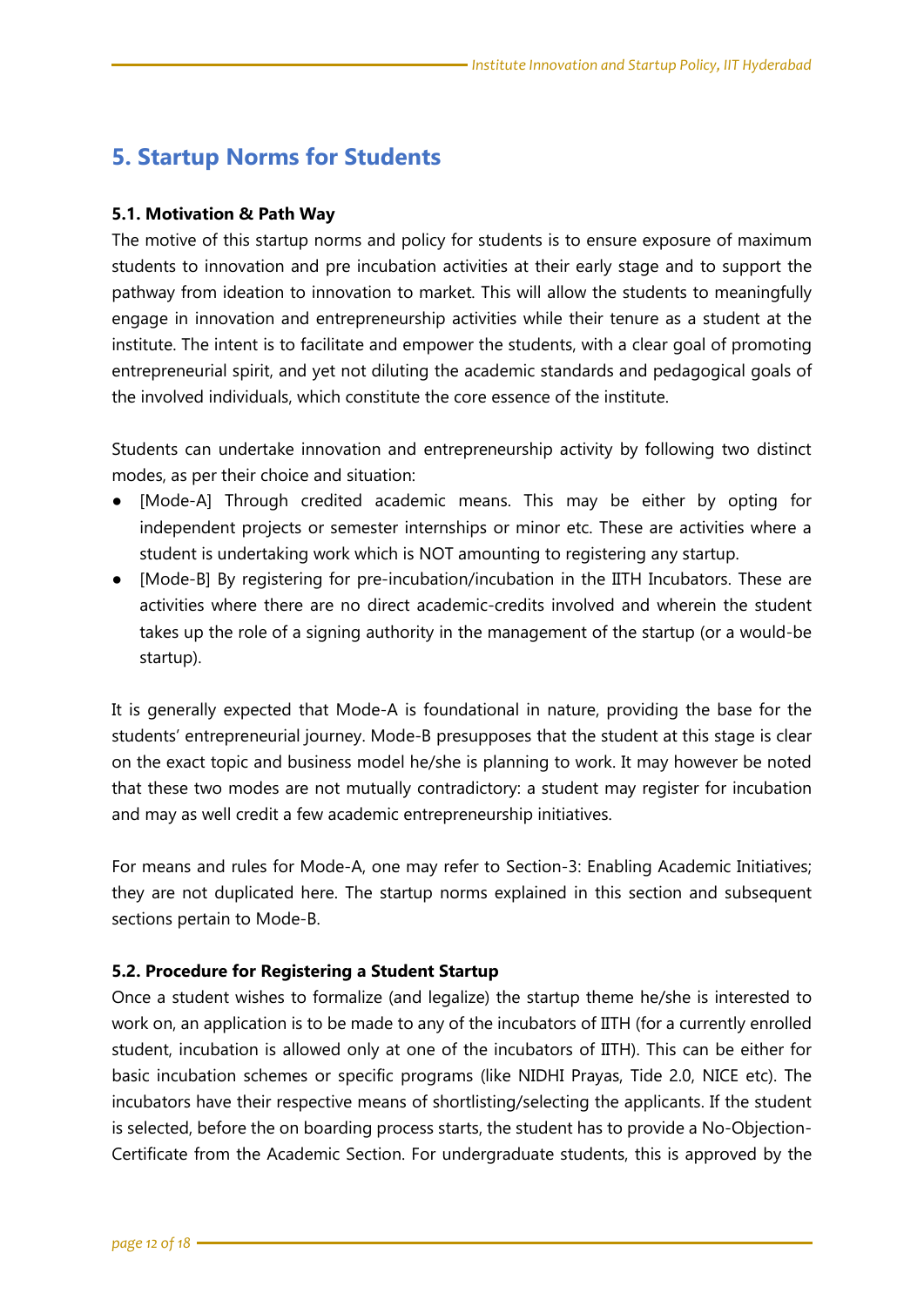## 5. Startup Norms for Students

**5.1. Motivation & Path Way**

The motive of this startup norms and policy for students is to ensure exposure of maximum students to innovation and pre incubation activities at their early stage and to support the pathway from ideation to innovation to market. This will allow the students to meaningfully engage in innovation and entrepreneurship activities while their tenure as a student at the institute. The intent is to facilitate and empower the students, with a clear goal of promoting entrepreneurial spirit, and yet not diluting the academic standards and pedagogical goals of the involved individuals, which constitute the core essence of the institute.

Students can undertake innovation and entrepreneurship activity by following two distinct modes, as per their choice and situation:

- [Mode-A] Through credited academic means. This may be either by opting for independent projects or semester internships or minor etc. These are activities where a student is undertaking work which is NOT amounting to registering any startup.
- [Mode-B] By registering for pre-incubation/incubation in the IITH Incubators. These are activities where there are no direct academic-credits involved and wherein the student takes up the role of a signing authority in the management of the startup (or a would-be startup).

It is generally expected that Mode-A is foundational in nature, providing the base for the students' entrepreneurial journey. Mode-B presupposes that the student at this stage is clear on the exact topic and business model he/she is planning to work. It may however be noted that these two modes are not mutually contradictory: a student may register for incubation and may as well credit a few academic entrepreneurship initiatives.

For means and rules for Mode-A, one may refer to Section-3: Enabling Academic Initiatives; they are not duplicated here. The startup norms explained in this section and subsequent sections pertain to Mode-B.

**5.2. Procedure for Registering a Student Startup**

Once a student wishes to formalize (and legalize) the startup theme he/she is interested to work on, an application is to be made to any of the incubators of IITH (for a currently enrolled student, incubation is allowed only at one of the incubators of IITH). This can be either for basic incubation schemes or specific programs (like NIDHI Prayas, Tide 2.0, NICE etc). The incubators have their respective means of shortlisting/selecting the applicants. If the student is selected, before the on boarding process starts, the student has to provide a No-Objection-Certificate from the Academic Section. For undergraduate students, this is approved by the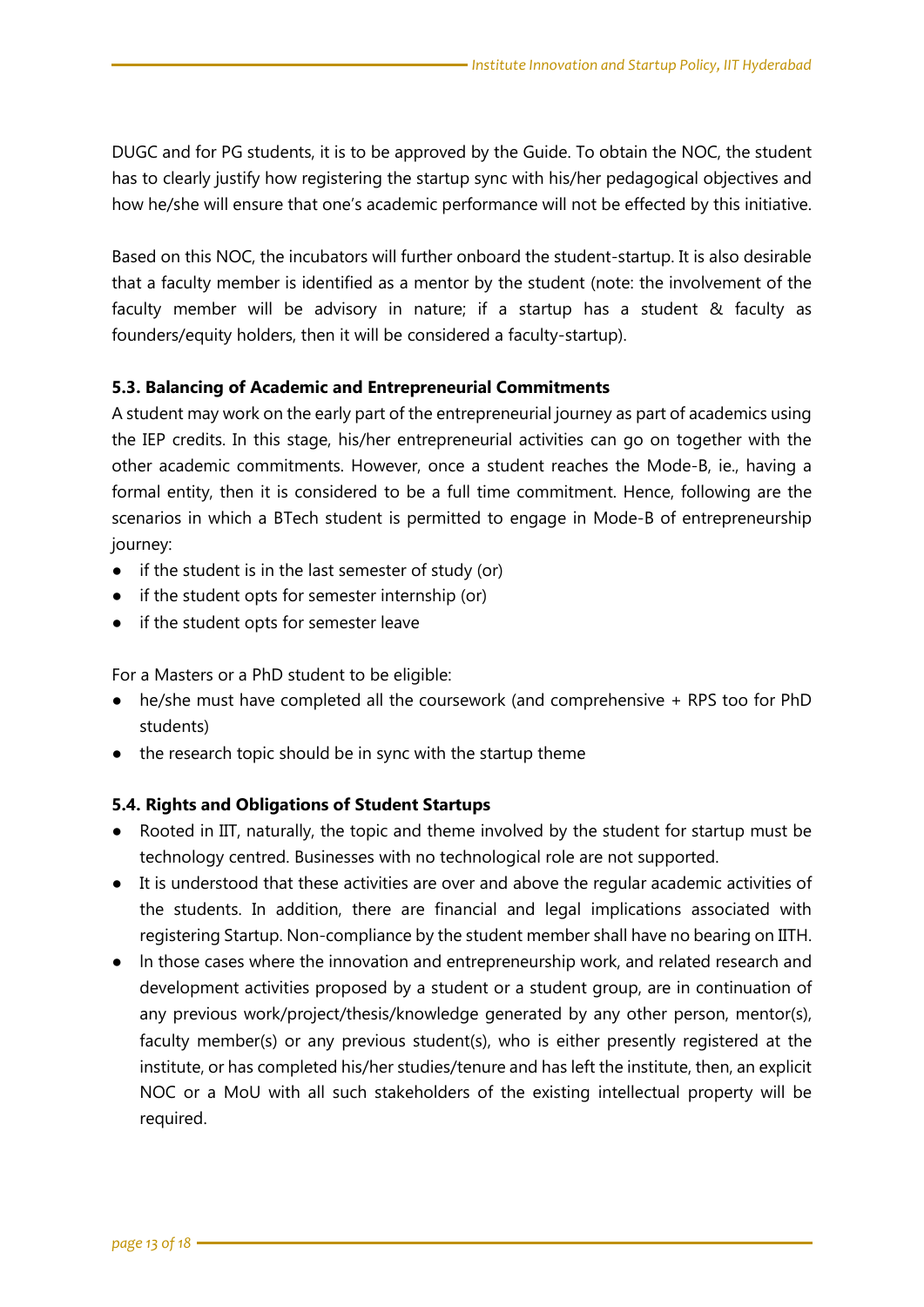DUGC and for PG students, it is to be approved by the Guide. To obtain the NOC, the student has to clearly justify how registering the startup sync with his/her pedagogical objectives and how he/she will ensure that one's academic performance will not be effected by this initiative.

Based on this NOC, the incubators will further onboard the student-startup. It is also desirable that a faculty member is identified as a mentor by the student (note: the involvement of the faculty member will be advisory in nature; if a startup has a student & faculty as founders/equity holders, then it will be considered a faculty-startup).

### 5.3. Balancing of Academic and Entrepreneurial Commitments

A student may work on the early part of the entrepreneurial journey as part of academics using the IEP credits. In this stage, his/her entrepreneurial activities can go on together with the other academic commitments. However, once a student reaches the Mode-B, ie., having a formal entity, then it is considered to be a full time commitment. Hence, following are the scenarios in which a BTech student is permitted to engage in Mode-B of entrepreneurship journey:

- if the student is in the last semester of study (or)
- if the student opts for semester internship (or)
- if the student opts for semester leave

For a Masters or a PhD student to be eligible:

- he/she must have completed all the coursework (and comprehensive + RPS too for PhD students)
- the research topic should be in sync with the startup theme

### 5.4. Rights and Obligations of Student Startups

- Rooted in IIT, naturally, the topic and theme involved by the student for startup must be technology centred. Businesses with no technological role are not supported.
- It is understood that these activities are over and above the regular academic activities of the students. In addition, there are financial and legal implications associated with registering Startup. Non-compliance by the student member shall have no bearing on IITH.
- In those cases where the innovation and entrepreneurship work, and related research and development activities proposed by a student or a student group, are in continuation of any previous work/project/thesis/knowledge generated by any other person, mentor(s), faculty member(s) or any previous student(s), who is either presently registered at the institute, or has completed his/her studies/tenure and has left the institute, then, an explicit NOC or a MoU with all such stakeholders of the existing intellectual property will be required.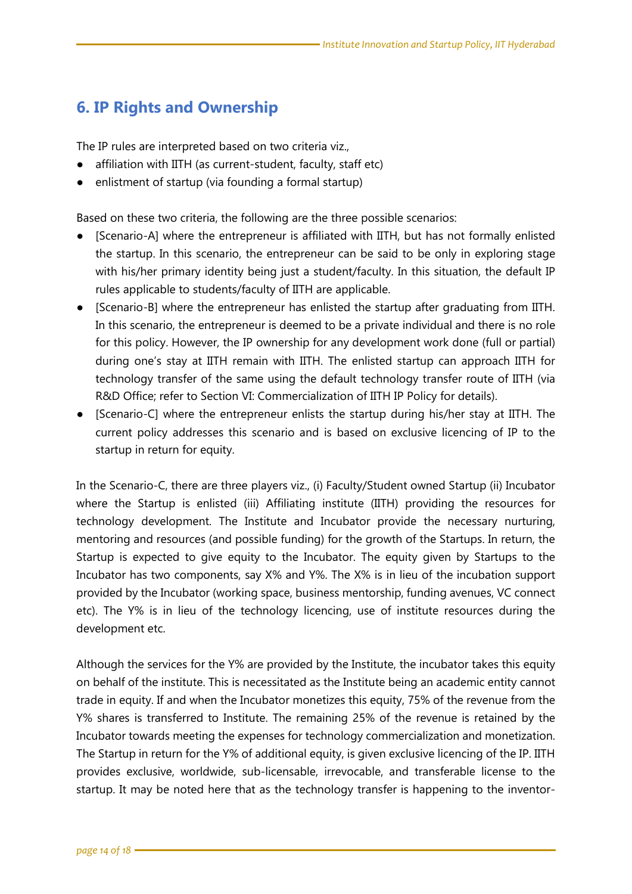## 6. IP Rights and Ownership

The IP rules are interpreted based on two criteria viz.,

- affiliation with IITH (as current-student, faculty, staff etc)
- enlistment of startup (via founding a formal startup)

Based on these two criteria, the following are the three possible scenarios:

- [Scenario-A] where the entrepreneur is affiliated with IITH, but has not formally enlisted the startup. In this scenario, the entrepreneur can be said to be only in exploring stage with his/her primary identity being just a student/faculty. In this situation, the default IP rules applicable to students/faculty of IITH are applicable.
- [Scenario-B] where the entrepreneur has enlisted the startup after graduating from IITH. In this scenario, the entrepreneur is deemed to be a private individual and there is no role for this policy. However, the IP ownership for any development work done (full or partial) during one's stay at IITH remain with IITH. The enlisted startup can approach IITH for technology transfer of the same using the default technology transfer route of IITH (via R&D Office; refer to Section VI: Commercialization of IITH IP Policy for details).
- [Scenario-C] where the entrepreneur enlists the startup during his/her stay at IITH. The current policy addresses this scenario and is based on exclusive licencing of IP to the startup in return for equity.

In the Scenario-C, there are three players viz., (i) Faculty/Student owned Startup (ii) Incubator where the Startup is enlisted (iii) Affiliating institute (IITH) providing the resources for technology development. The Institute and Incubator provide the necessary nurturing, mentoring and resources (and possible funding) for the growth of the Startups. In return, the Startup is expected to give equity to the Incubator. The equity given by Startups to the Incubator has two components, say X% and Y%. The X% is in lieu of the incubation support provided by the Incubator (working space, business mentorship, funding avenues, VC connect etc). The Y% is in lieu of the technology licencing, use of institute resources during the development etc.

Although the services for the Y% are provided by the Institute, the incubator takes this equity on behalf of the institute. This is necessitated as the Institute being an academic entity cannot trade in equity. If and when the Incubator monetizes this equity, 75% of the revenue from the Y% shares is transferred to Institute. The remaining 25% of the revenue is retained by the Incubator towards meeting the expenses for technology commercialization and monetization. The Startup in return for the Y% of additional equity, is given exclusive licencing of the IP. IITH provides exclusive, worldwide, sub-licensable, irrevocable, and transferable license to the startup. It may be noted here that as the technology transfer is happening to the inventor-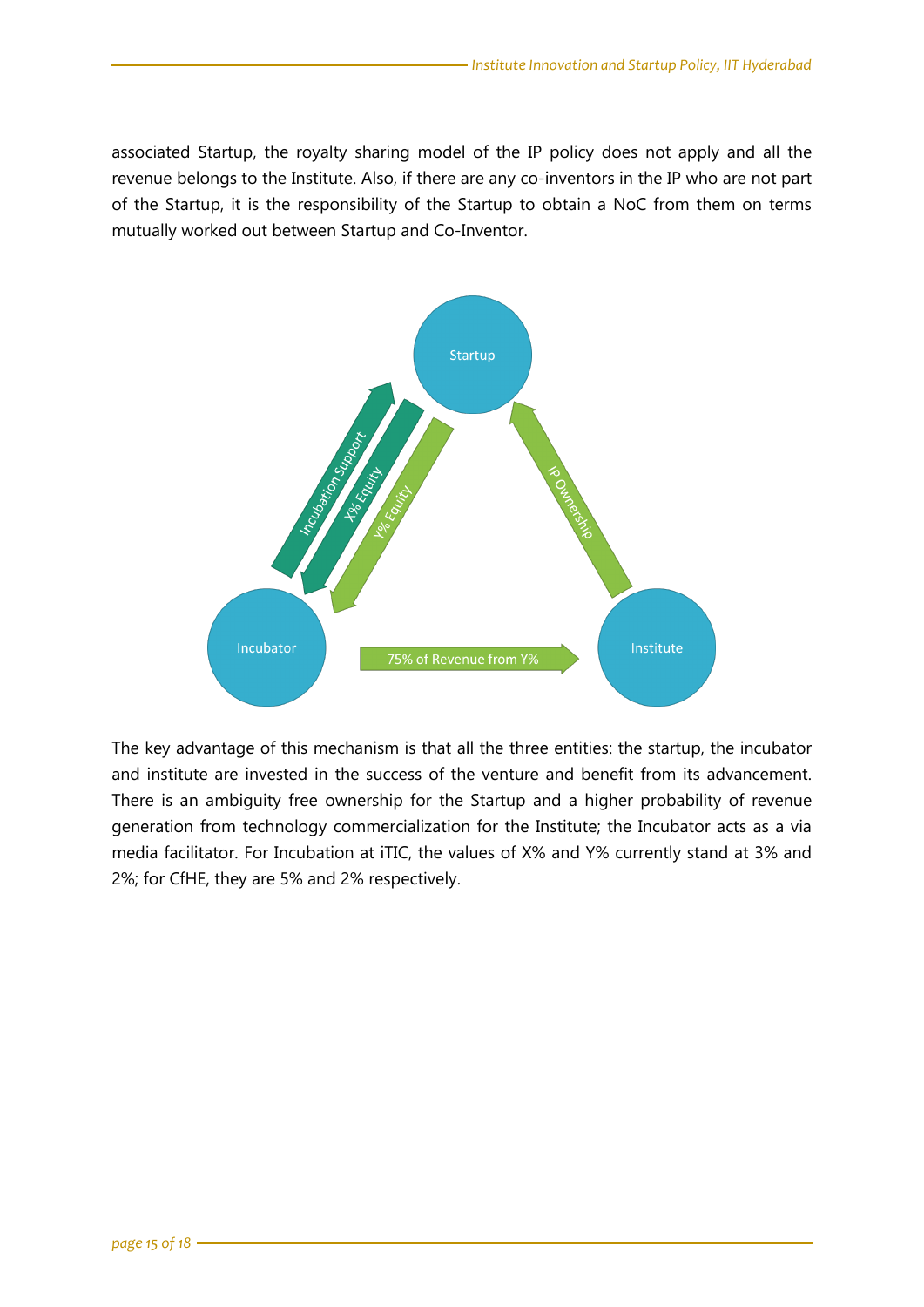associated Startup, the royalty sharing model of the IP policy does not apply and all the revenue belongs to the Institute. Also, if there are any co-inventors in the IP who are not part of the Startup, it is the responsibility of the Startup to obtain a NoC from them on terms mutually worked out between Startup and Co-Inventor.

The key advantage of this mechanism is that all the three entities: the startup, the incubator and institute are invested in the success of the venture and benefit from its advancement. There is an ambiguity free ownership for the Startup and a higher probability of revenue generation from technology commercialization for the Institute; the Incubator acts as a via media facilitator. For Incubation at iTIC, the values of X% and Y% currently stand at 3% and 2%; for CfHE, they are 5% and 2% respectively.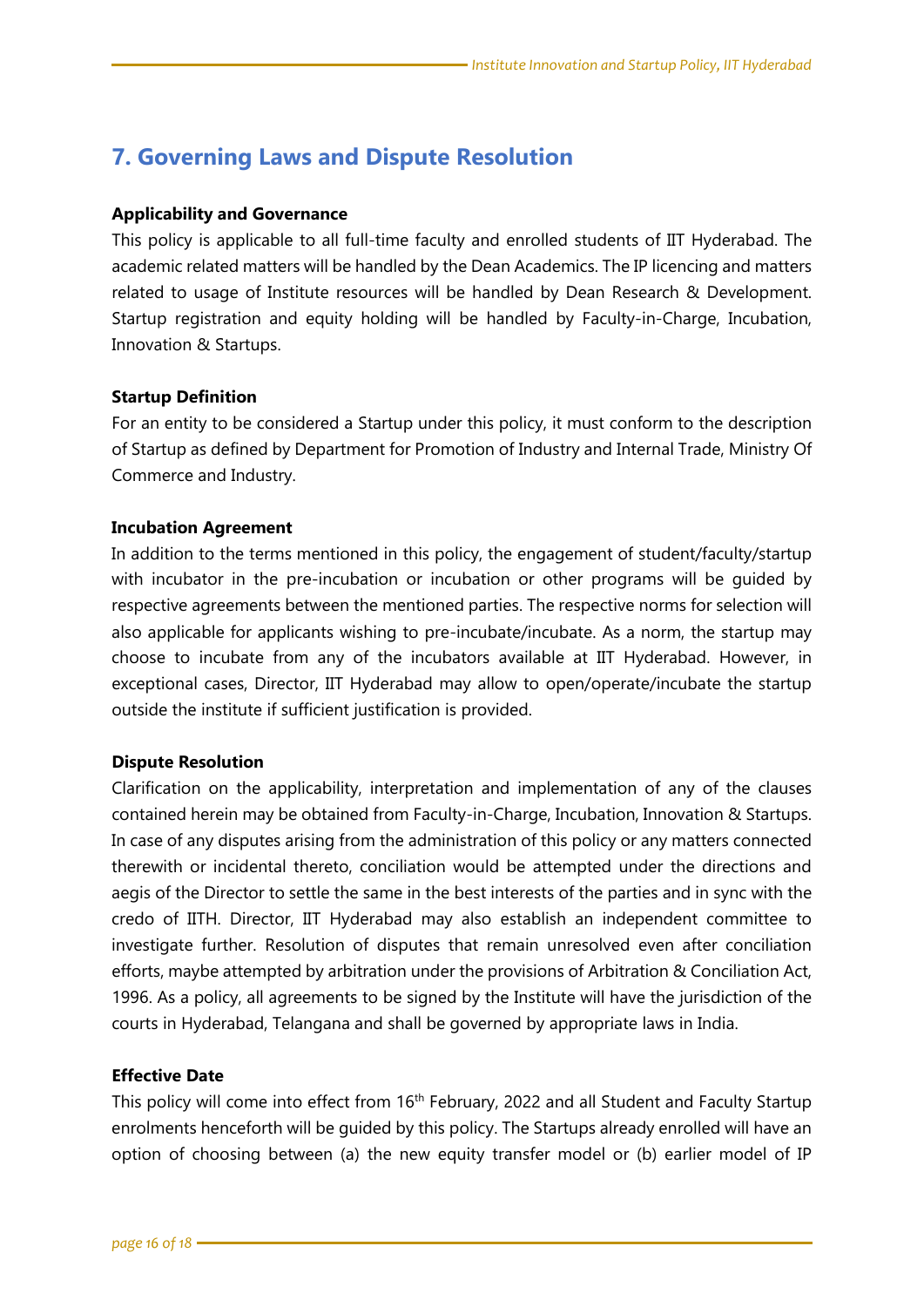## 7. Governing Laws and Dispute Resolution

**Applicability and Governance**

This policy is applicable to all full-time faculty and enrolled students of IIT Hyderabad. The academic related matters will be handled by the Dean Academics. The IP licencing and matters related to usage of Institute resources will be handled by Dean Research & Development. Startup registration and equity holding will be handled by Faculty-in-Charge, Incubation, Innovation & Startups.

**Startup Definition**

For an entity to be considered a Startup under this policy, it must conform to the description of Startup as defined by Department for Promotion of Industry and Internal Trade, Ministry Of Commerce and Industry.

**Incubation Agreement**

In addition to the terms mentioned in this policy, the engagement of student/faculty/startup with incubator in the pre-incubation or incubation or other programs will be guided by respective agreements between the mentioned parties. The respective norms for selection will also applicable for applicants wishing to pre-incubate/incubate. As a norm, the startup may choose to incubate from any of the incubators available at IIT Hyderabad. However, in exceptional cases, Director, IIT Hyderabad may allow to open/operate/incubate the startup outside the institute if sufficient justification is provided.

**Dispute Resolution**

Clarification on the applicability, interpretation and implementation of any of the clauses contained herein may be obtained from Faculty-in-Charge, Incubation, Innovation & Startups. In case of any disputes arising from the administration of this policy or any matters connected therewith or incidental thereto, conciliation would be attempted under the directions and aegis of the Director to settle the same in the best interests of the parties and in sync with the credo of IITH. Director, IIT Hyderabad may also establish an independent committee to investigate further. Resolution of disputes that remain unresolved even after conciliation efforts, maybe attempted by arbitration under the provisions of Arbitration & Conciliation Act, 1996. As a policy, all agreements to be signed by the Institute will have the jurisdiction of the courts in Hyderabad, Telangana and shall be governed by appropriate laws in India.

**Effective Date**

This policy will come into effect from 16th February, 2022 and all Student and Faculty Startup enrolments henceforth will be guided by this policy. The Startups already enrolled will have an option of choosing between (a) the new equity transfer model or (b) earlier model of IP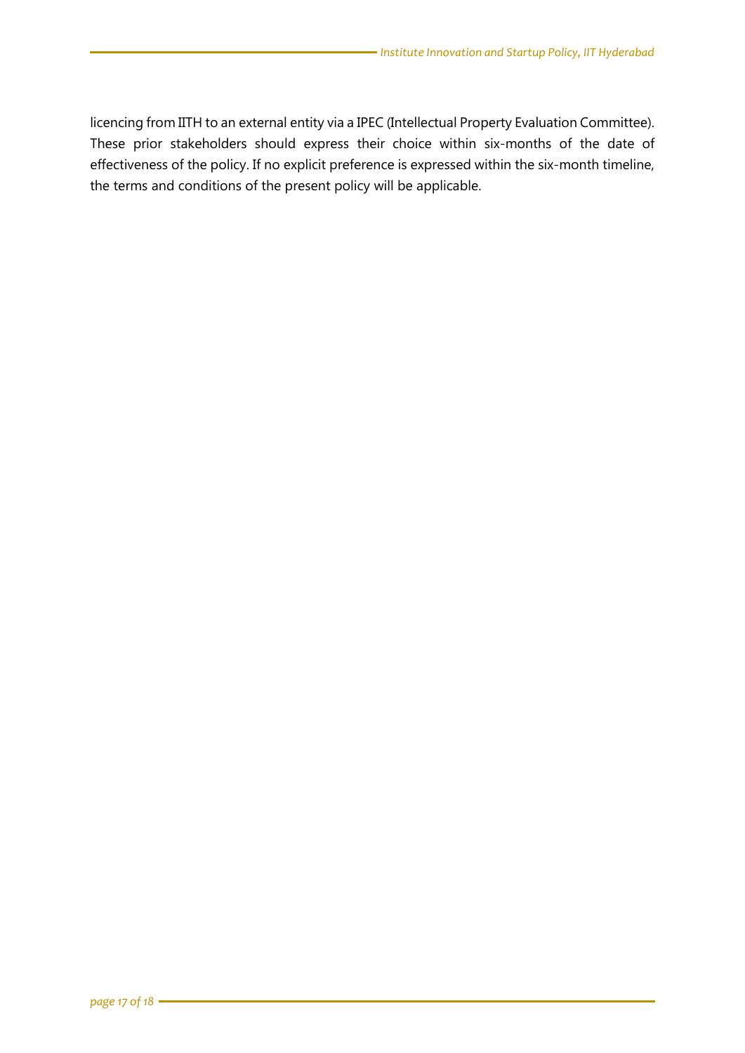licencing from IITH to an external entity via a IPEC (Intellectual Property Evaluation Committee). These prior stakeholders should express their choice within six-months of the date of effectiveness of the policy. If no explicit preference is expressed within the six-month timeline, the terms and conditions of the present policy will be applicable.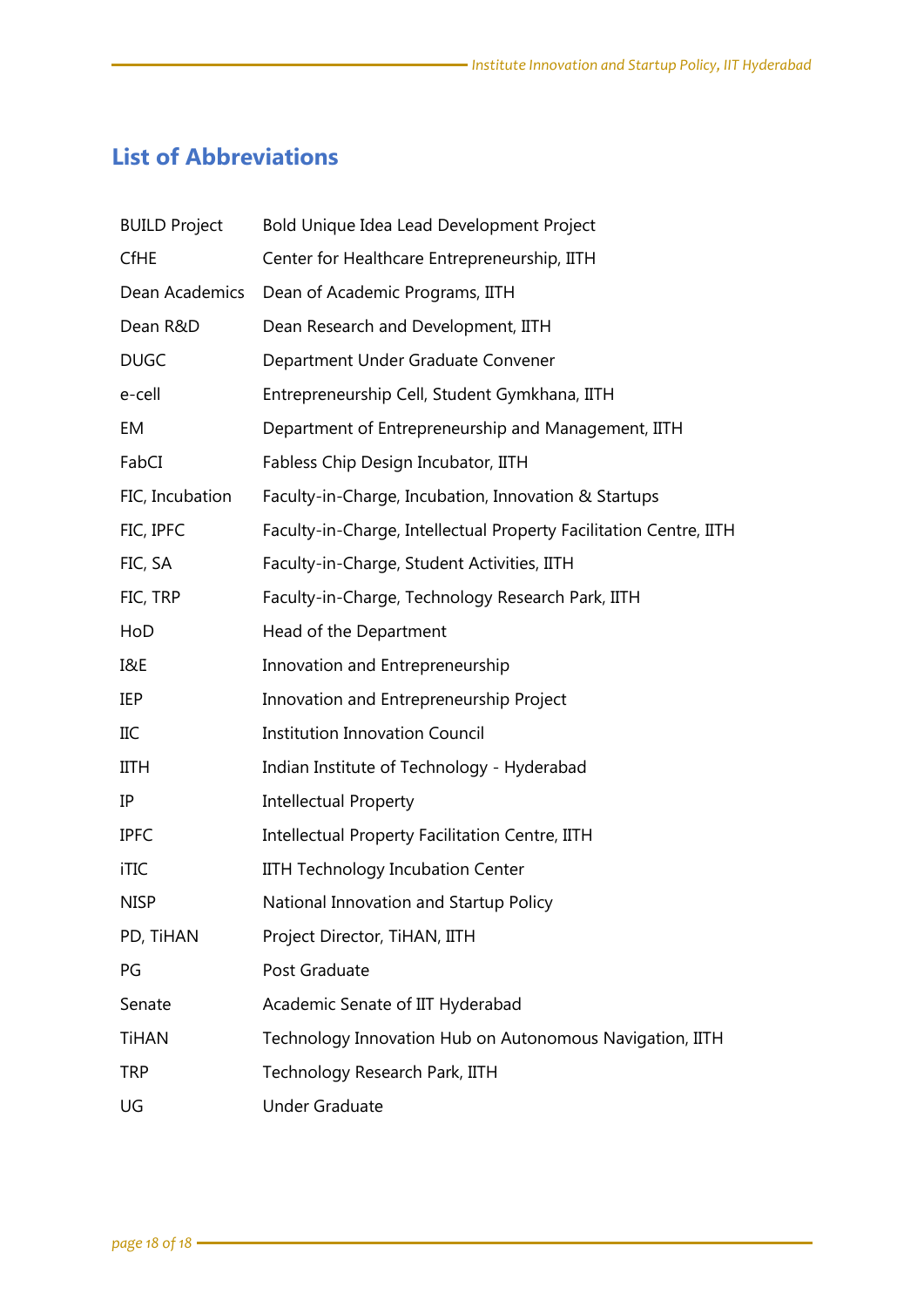## List of Abbreviations

| | |
|---|---|
| BUILD Project | Bold Unique Idea Lead Development Project |
| CfHE | Center for Healthcare Entrepreneurship, IITH |
| Dean Academics | Dean of Academic Programs, IITH |
| Dean R&D | Dean Research and Development, IITH |
| DUGC | Department Under Graduate Convener |
| e-cell | Entrepreneurship Cell, Student Gymkhana, IITH |
| EM | Department of Entrepreneurship and Management, IITH |
| FabCI | Fabless Chip Design Incubator, IITH |
| FIC, Incubation | Faculty-in-Charge, Incubation, Innovation & Startups |
| FIC, IPFC | Faculty-in-Charge, Intellectual Property Facilitation Centre, IITH |
| FIC, SA | Faculty-in-Charge, Student Activities, IITH |
| FIC, TRP | Faculty-in-Charge, Technology Research Park, IITH |
| HoD | Head of the Department |
| I&E | Innovation and Entrepreneurship |
| IEP | Innovation and Entrepreneurship Project |
| IIC | Institution Innovation Council |
| IITH | Indian Institute of Technology - Hyderabad |
| IP | Intellectual Property |
| IPFC | Intellectual Property Facilitation Centre, IITH |
| iTIC | IITH Technology Incubation Center |
| NISP | National Innovation and Startup Policy |
| PD, TiHAN | Project Director, TiHAN, IITH |
| PG | Post Graduate |
| Senate | Academic Senate of IIT Hyderabad |
| TiHAN | Technology Innovation Hub on Autonomous Navigation, IITH |
| TRP | Technology Research Park, IITH |
| UG | Under Graduate |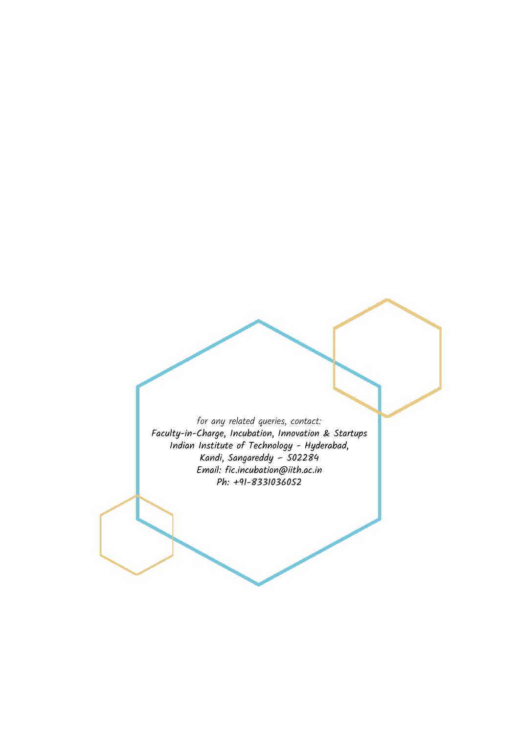*for any related queries, contact:*

*Faculty-in-Charge, Incubation, Innovation & Startups*
*Indian Institute of Technology - Hyderabad,*
*Kandi, Sangareddy – 502284*
*Email: fic.incubation@iith.ac.in*
*Ph: +91-8331036052*